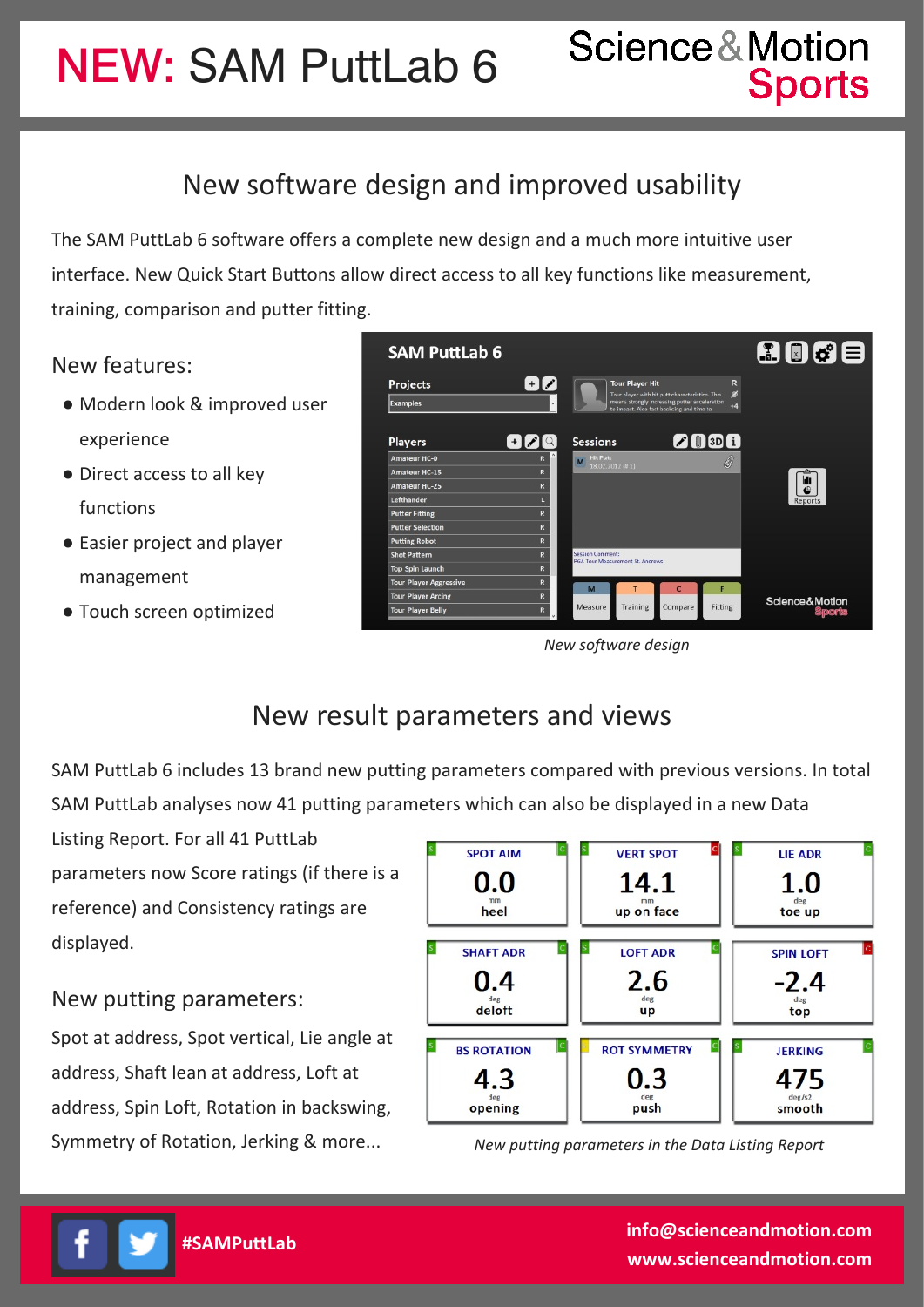# NEW: SAM PuttLab 6

Science & Motion Sports

## New software design and improved usability

The SAM PuttLab 6 software offers a complete new design and a much more intuitive user interface. New Quick Start Buttons allow direct access to all key functions like measurement, training, comparison and putter fitting.

### New features:

- Modern look & improved user experience
- Direct access to all key functions
- Easier project and player management
- Touch screen optimized

*New software design*

## New result parameters and views

SAM PuttLab 6 includes 13 brand new putting parameters compared with previous versions. In total SAM PuttLab analyses now 41 putting parameters which can also be displayed in a new Data Listing Report. For all 41 PuttLab parameters now Score ratings (if there is a reference) and Consistency ratings are displayed.

### New putting parameters:

Spot at address, Spot vertical, Lie angle at address, Shaft lean at address, Loft at address, Spin Loft, Rotation in backswing, Symmetry of Rotation, Jerking & more...

| SPOT AIM | VERT SPOT | LIE ADR |
|---|---|---|
| 0.0 mm heel | 14.1 mm up on face | 1.0 deg toe up |
| **SHAFT ADR** | **LOFT ADR** | **SPIN LOFT** |
| 0.4 deg deloft | 2.6 deg up | -2.4 deg top |
| **BS ROTATION** | **ROT SYMMETRY** | **JERKING** |
| 4.3 deg opening | 0.3 deg push | 475 deg/s² smooth |

*New putting parameters in the Data Listing Report*

#SAMPuttLab

info@scienceandmotion.com
www.scienceandmotion.com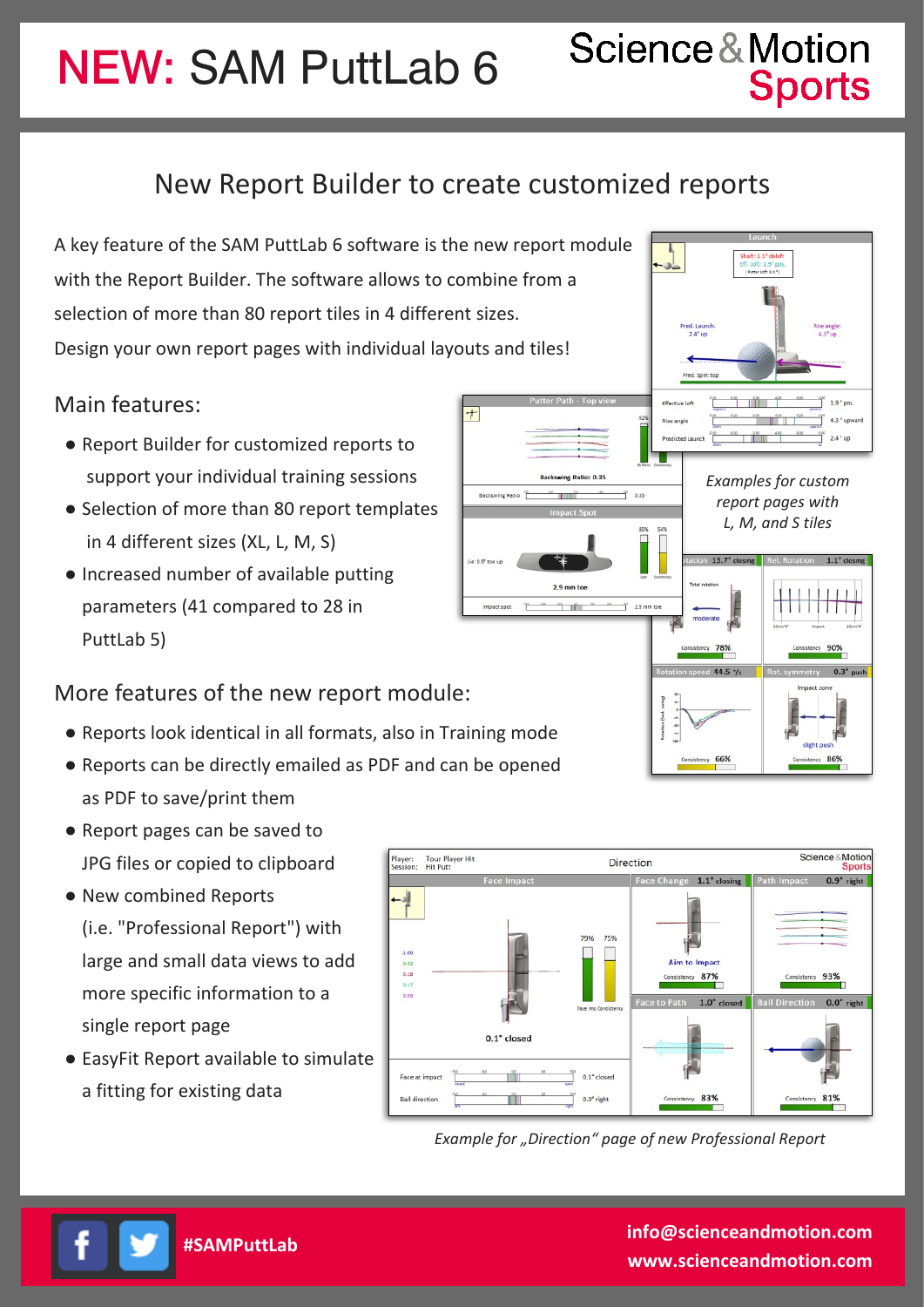# NEW: SAM PuttLab 6

Science & Motion Sports

## New Report Builder to create customized reports

A key feature of the SAM PuttLab 6 software is the new report module with the Report Builder. The software allows to combine from a selection of more than 80 report tiles in 4 different sizes. Design your own report pages with individual layouts and tiles!

### Main features:

- Report Builder for customized reports to support your individual training sessions
- Selection of more than 80 report templates in 4 different sizes (XL, L, M, S)
- Increased number of available putting parameters (41 compared to 28 in PuttLab 5)

*Examples for custom report pages with L, M, and S tiles*

### More features of the new report module:

- Reports look identical in all formats, also in Training mode
- Reports can be directly emailed as PDF and can be opened as PDF to save/print them
- Report pages can be saved to JPG files or copied to clipboard
- New combined Reports (i.e. "Professional Report") with large and small data views to add more specific information to a single report page
- EasyFit Report available to simulate a fitting for existing data

*Example for „Direction" page of new Professional Report*

#SAMPuttLab

info@scienceandmotion.com
www.scienceandmotion.com